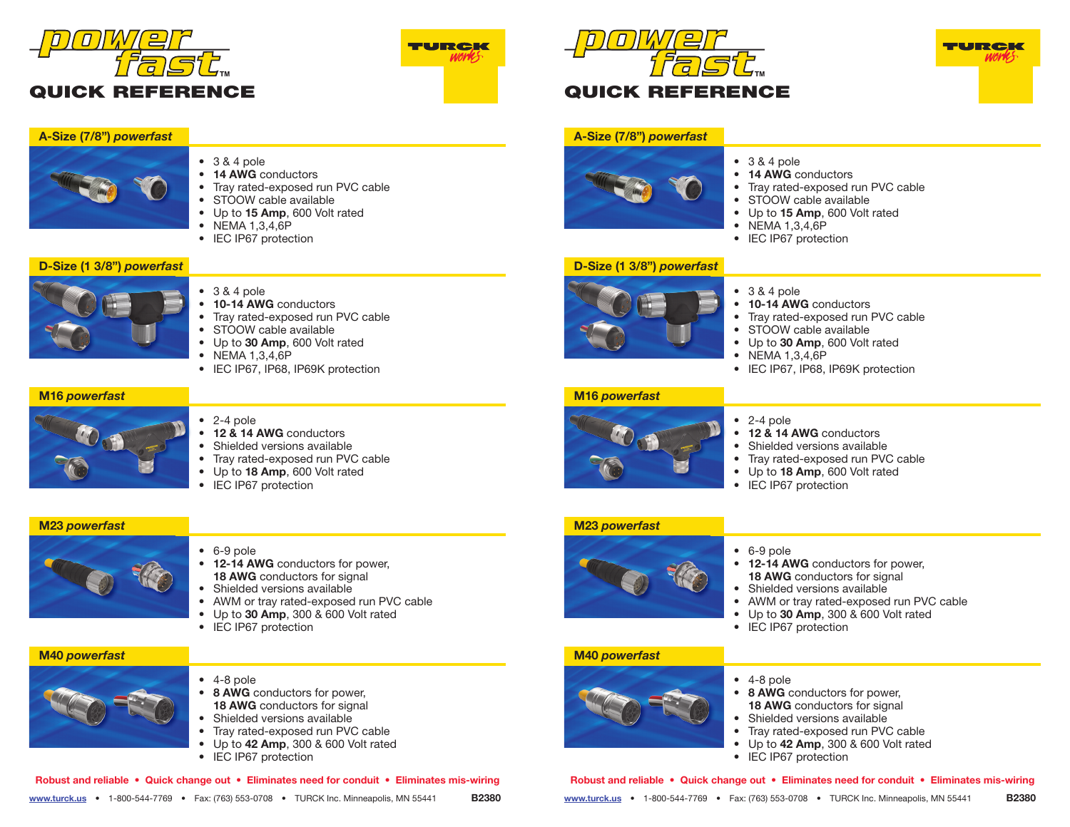# powerfast™ QUICK REFERENCE

TURCK works

## A-Size (7/8") *powerfast*

- 3 & 4 pole
- **14 AWG** conductors
- Tray rated-exposed run PVC cable
- STOOW cable available
- Up to **15 Amp**, 600 Volt rated
- NEMA 1,3,4,6P
- IEC IP67 protection

## D-Size (1 3/8") *powerfast*

- 3 & 4 pole
- **10-14 AWG** conductors
- Tray rated-exposed run PVC cable
- STOOW cable available
- Up to **30 Amp**, 600 Volt rated
- NEMA 1,3,4,6P
- IEC IP67, IP68, IP69K protection

## M16 *powerfast*

- 2-4 pole
- **12 & 14 AWG** conductors
- Shielded versions available
- Tray rated-exposed run PVC cable
- Up to **18 Amp**, 600 Volt rated
- IEC IP67 protection

## M23 *powerfast*

- 6-9 pole
- **12-14 AWG** conductors for power, **18 AWG** conductors for signal
- Shielded versions available
- AWM or tray rated-exposed run PVC cable
- Up to **30 Amp**, 300 & 600 Volt rated
- IEC IP67 protection

## M40 *powerfast*

- 4-8 pole
- **8 AWG** conductors for power, **18 AWG** conductors for signal
- Shielded versions available
- Tray rated-exposed run PVC cable
- Up to **42 Amp**, 300 & 600 Volt rated
- IEC IP67 protection

**Robust and reliable • Quick change out • Eliminates need for conduit • Eliminates mis-wiring**

www.turck.us • 1-800-544-7769 • Fax: (763) 553-0708 • TURCK Inc. Minneapolis, MN 55441 **B2380**

# powerfast™ QUICK REFERENCE

TURCK works

## A-Size (7/8") *powerfast*

- 3 & 4 pole
- **14 AWG** conductors
- Tray rated-exposed run PVC cable
- STOOW cable available
- Up to **15 Amp**, 600 Volt rated
- NEMA 1,3,4,6P
- IEC IP67 protection

## D-Size (1 3/8") *powerfast*

- 3 & 4 pole
- **10-14 AWG** conductors
- Tray rated-exposed run PVC cable
- STOOW cable available
- Up to **30 Amp**, 600 Volt rated
- NEMA 1,3,4,6P
- IEC IP67, IP68, IP69K protection

## M16 *powerfast*

- 2-4 pole
- **12 & 14 AWG** conductors
- Shielded versions available
- Tray rated-exposed run PVC cable
- Up to **18 Amp**, 600 Volt rated
- IEC IP67 protection

## M23 *powerfast*

- 6-9 pole
- **12-14 AWG** conductors for power, **18 AWG** conductors for signal
- Shielded versions available
- AWM or tray rated-exposed run PVC cable
- Up to **30 Amp**, 300 & 600 Volt rated
- IEC IP67 protection

## M40 *powerfast*

- 4-8 pole
- **8 AWG** conductors for power, **18 AWG** conductors for signal
- Shielded versions available
- Tray rated-exposed run PVC cable
- Up to **42 Amp**, 300 & 600 Volt rated
- IEC IP67 protection

**Robust and reliable • Quick change out • Eliminates need for conduit • Eliminates mis-wiring**

www.turck.us • 1-800-544-7769 • Fax: (763) 553-0708 • TURCK Inc. Minneapolis, MN 55441 **B2380**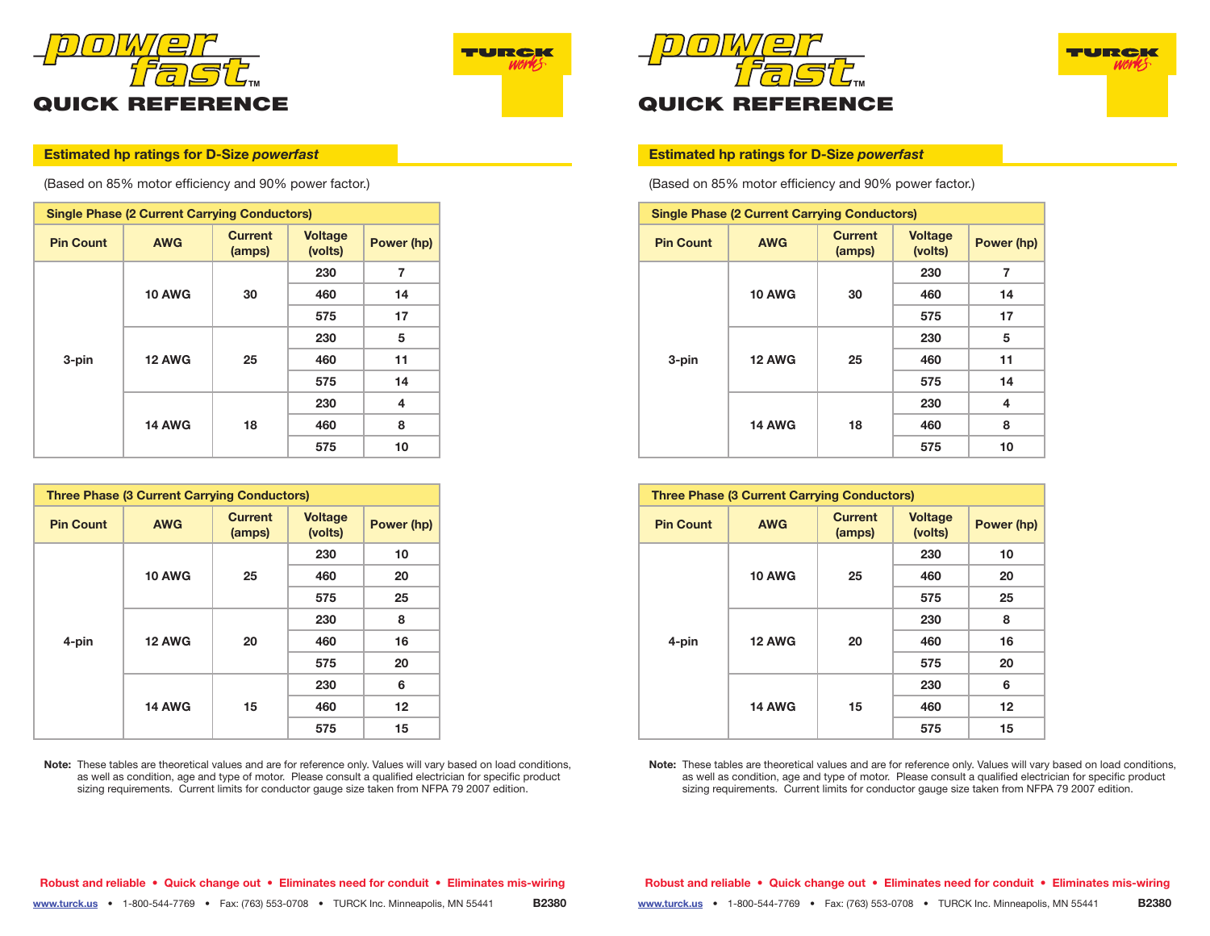# powerfast™ QUICK REFERENCE

## Estimated hp ratings for D-Size *powerfast*

(Based on 85% motor efficiency and 90% power factor.)

| Single Phase (2 Current Carrying Conductors) | | | | |
|---|---|---|---|---|
| **Pin Count** | **AWG** | **Current (amps)** | **Voltage (volts)** | **Power (hp)** |
| 3-pin | 10 AWG | 30 | 230 | 7 |
| | | | 460 | 14 |
| | | | 575 | 17 |
| | 12 AWG | 25 | 230 | 5 |
| | | | 460 | 11 |
| | | | 575 | 14 |
| | 14 AWG | 18 | 230 | 4 |
| | | | 460 | 8 |
| | | | 575 | 10 |

| Three Phase (3 Current Carrying Conductors) | | | | |
|---|---|---|---|---|
| **Pin Count** | **AWG** | **Current (amps)** | **Voltage (volts)** | **Power (hp)** |
| 4-pin | 10 AWG | 25 | 230 | 10 |
| | | | 460 | 20 |
| | | | 575 | 25 |
| | 12 AWG | 20 | 230 | 8 |
| | | | 460 | 16 |
| | | | 575 | 20 |
| | 14 AWG | 15 | 230 | 6 |
| | | | 460 | 12 |
| | | | 575 | 15 |

**Note:** These tables are theoretical values and are for reference only. Values will vary based on load conditions, as well as condition, age and type of motor. Please consult a qualified electrician for specific product sizing requirements. Current limits for conductor gauge size taken from NFPA 79 2007 edition.

**Robust and reliable • Quick change out • Eliminates need for conduit • Eliminates mis-wiring**

www.turck.us • 1-800-544-7769 • Fax: (763) 553-0708 • TURCK Inc. Minneapolis, MN 55441 **B2380**

# powerfast™ QUICK REFERENCE

## Estimated hp ratings for D-Size *powerfast*

(Based on 85% motor efficiency and 90% power factor.)

| Single Phase (2 Current Carrying Conductors) | | | | |
|---|---|---|---|---|
| **Pin Count** | **AWG** | **Current (amps)** | **Voltage (volts)** | **Power (hp)** |
| 3-pin | 10 AWG | 30 | 230 | 7 |
| | | | 460 | 14 |
| | | | 575 | 17 |
| | 12 AWG | 25 | 230 | 5 |
| | | | 460 | 11 |
| | | | 575 | 14 |
| | 14 AWG | 18 | 230 | 4 |
| | | | 460 | 8 |
| | | | 575 | 10 |

| Three Phase (3 Current Carrying Conductors) | | | | |
|---|---|---|---|---|
| **Pin Count** | **AWG** | **Current (amps)** | **Voltage (volts)** | **Power (hp)** |
| 4-pin | 10 AWG | 25 | 230 | 10 |
| | | | 460 | 20 |
| | | | 575 | 25 |
| | 12 AWG | 20 | 230 | 8 |
| | | | 460 | 16 |
| | | | 575 | 20 |
| | 14 AWG | 15 | 230 | 6 |
| | | | 460 | 12 |
| | | | 575 | 15 |

**Note:** These tables are theoretical values and are for reference only. Values will vary based on load conditions, as well as condition, age and type of motor. Please consult a qualified electrician for specific product sizing requirements. Current limits for conductor gauge size taken from NFPA 79 2007 edition.

**Robust and reliable • Quick change out • Eliminates need for conduit • Eliminates mis-wiring**

www.turck.us • 1-800-544-7769 • Fax: (763) 553-0708 • TURCK Inc. Minneapolis, MN 55441 **B2380**